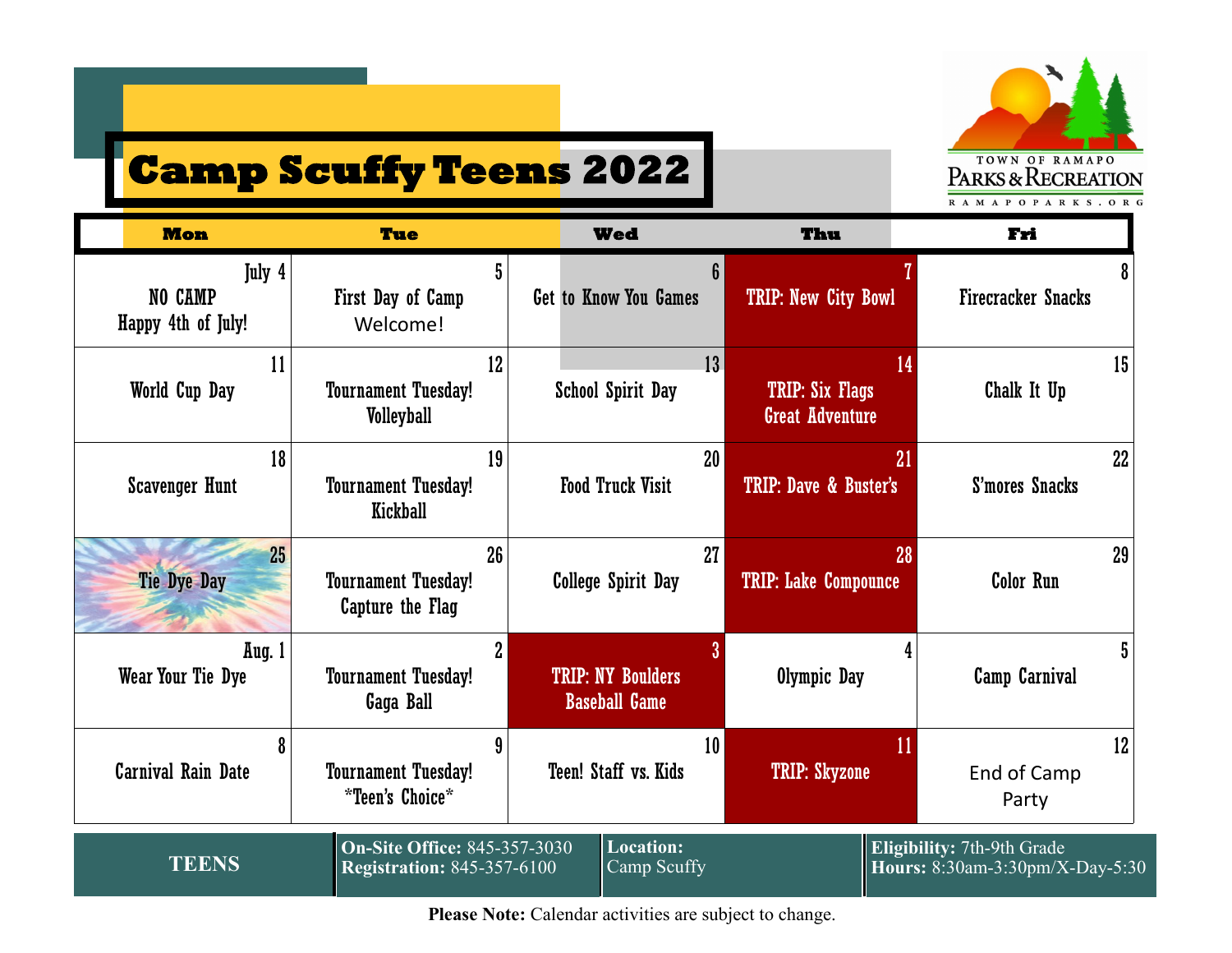# Camp Scuffy Teens 2022

TOWN OF RAMAPO
PARKS & RECREATION
RAMAPOPARKS.ORG

| Mon | Tue | Wed | Thu | Fri |
|---|---|---|---|---|
| July 4<br>NO CAMP<br>Happy 4th of July! | 5<br>First Day of Camp<br>Welcome! | 6<br>Get to Know You Games | 7<br>TRIP: New City Bowl | 8<br>Firecracker Snacks |
| 11<br>World Cup Day | 12<br>Tournament Tuesday!<br>Volleyball | 13<br>School Spirit Day | 14<br>TRIP: Six Flags Great Adventure | 15<br>Chalk It Up |
| 18<br>Scavenger Hunt | 19<br>Tournament Tuesday!<br>Kickball | 20<br>Food Truck Visit | 21<br>TRIP: Dave & Buster's | 22<br>S'mores Snacks |
| 25<br>Tie Dye Day | 26<br>Tournament Tuesday!<br>Capture the Flag | 27<br>College Spirit Day | 28<br>TRIP: Lake Compounce | 29<br>Color Run |
| Aug. 1<br>Wear Your Tie Dye | 2<br>Tournament Tuesday!<br>Gaga Ball | 3<br>TRIP: NY Boulders Baseball Game | 4<br>Olympic Day | 5<br>Camp Carnival |
| 8<br>Carnival Rain Date | 9<br>Tournament Tuesday!<br>*Teen's Choice* | 10<br>Teen! Staff vs. Kids | 11<br>TRIP: Skyzone | 12<br>End of Camp Party |

| TEENS | **On-Site Office:** 845-357-3030<br>**Registration:** 845-357-6100 | **Location:**<br>Camp Scuffy | **Eligibility:** 7th-9th Grade<br>**Hours:** 8:30am-3:30pm/X-Day-5:30 |
|---|---|---|---|

**Please Note:** Calendar activities are subject to change.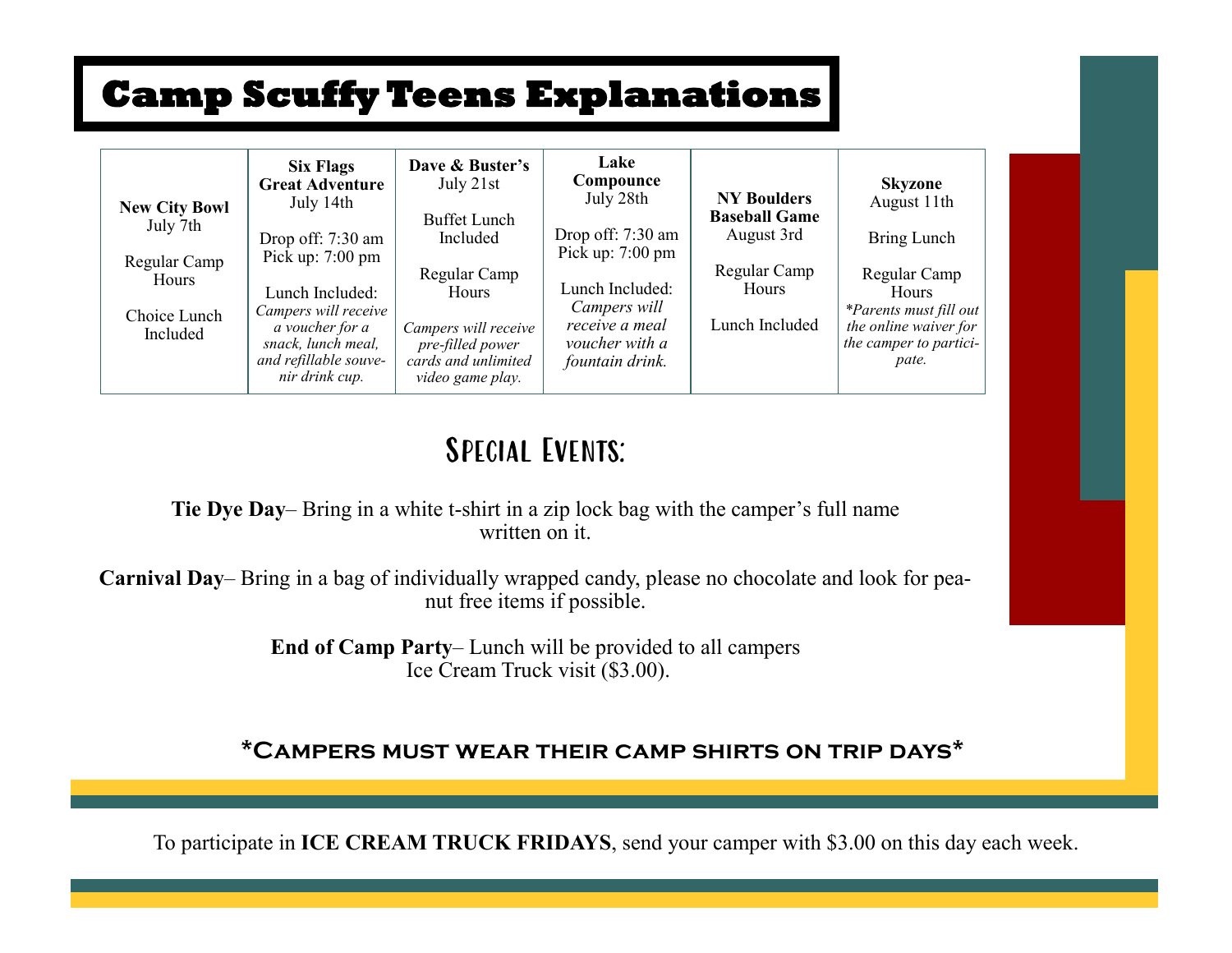# Camp Scuffy Teens Explanations

| | | | | | |
|---|---|---|---|---|---|
| **New City Bowl** July 7th<br><br>Regular Camp Hours<br><br>Choice Lunch Included | **Six Flags Great Adventure** July 14th<br><br>Drop off: 7:30 am Pick up: 7:00 pm<br><br>Lunch Included: *Campers will receive a voucher for a snack, lunch meal, and refillable souvenir drink cup.* | **Dave & Buster's** July 21st<br><br>Buffet Lunch Included<br><br>Regular Camp Hours<br><br>*Campers will receive pre-filled power cards and unlimited video game play.* | **Lake Compounce** July 28th<br><br>Drop off: 7:30 am Pick up: 7:00 pm<br><br>Lunch Included: *Campers will receive a meal voucher with a fountain drink.* | **NY Boulders Baseball Game** August 3rd<br><br>Regular Camp Hours<br><br>Lunch Included | **Skyzone** August 11th<br><br>Bring Lunch<br><br>Regular Camp Hours *\*Parents must fill out the online waiver for the camper to participate.* |

## Special Events:

**Tie Dye Day**– Bring in a white t-shirt in a zip lock bag with the camper's full name written on it.

**Carnival Day**– Bring in a bag of individually wrapped candy, please no chocolate and look for peanut free items if possible.

**End of Camp Party**– Lunch will be provided to all campers
Ice Cream Truck visit ($3.00).

**\*Campers must wear their camp shirts on trip days\***

To participate in **ICE CREAM TRUCK FRIDAYS**, send your camper with $3.00 on this day each week.